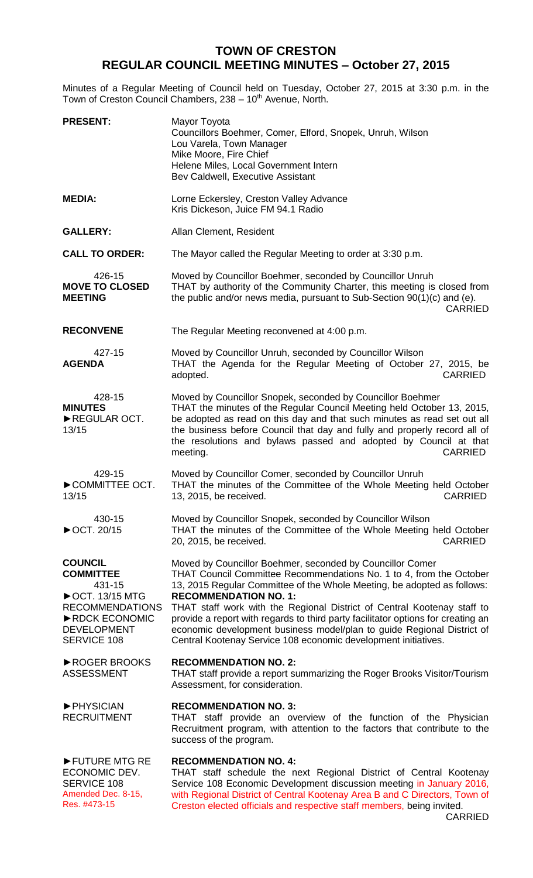# TOWN OF CRESTON
## REGULAR COUNCIL MEETING MINUTES – October 27, 2015

Minutes of a Regular Meeting of Council held on Tuesday, October 27, 2015 at 3:30 p.m. in the Town of Creston Council Chambers, 238 – 10th Avenue, North.

**PRESENT:** Mayor Toyota
Councillors Boehmer, Comer, Elford, Snopek, Unruh, Wilson
Lou Varela, Town Manager
Mike Moore, Fire Chief
Helene Miles, Local Government Intern
Bev Caldwell, Executive Assistant

**MEDIA:** Lorne Eckersley, Creston Valley Advance
Kris Dickeson, Juice FM 94.1 Radio

**GALLERY:** Allan Clement, Resident

**CALL TO ORDER:** The Mayor called the Regular Meeting to order at 3:30 p.m.

426-15
**MOVE TO CLOSED MEETING**

Moved by Councillor Boehmer, seconded by Councillor Unruh
THAT by authority of the Community Charter, this meeting is closed from the public and/or news media, pursuant to Sub-Section 90(1)(c) and (e).
CARRIED

**RECONVENE** The Regular Meeting reconvened at 4:00 p.m.

427-15
**AGENDA**

Moved by Councillor Unruh, seconded by Councillor Wilson
THAT the Agenda for the Regular Meeting of October 27, 2015, be adopted.
CARRIED

428-15
**MINUTES**
►REGULAR OCT. 13/15

Moved by Councillor Snopek, seconded by Councillor Boehmer
THAT the minutes of the Regular Council Meeting held October 13, 2015, be adopted as read on this day and that such minutes as read set out all the business before Council that day and fully and properly record all of the resolutions and bylaws passed and adopted by Council at that meeting.
CARRIED

429-15
►COMMITTEE OCT. 13/15

Moved by Councillor Comer, seconded by Councillor Unruh
THAT the minutes of the Committee of the Whole Meeting held October 13, 2015, be received.
CARRIED

430-15
►OCT. 20/15

Moved by Councillor Snopek, seconded by Councillor Wilson
THAT the minutes of the Committee of the Whole Meeting held October 20, 2015, be received.
CARRIED

**COUNCIL COMMITTEE**
431-15
►OCT. 13/15 MTG RECOMMENDATIONS
►RDCK ECONOMIC DEVELOPMENT SERVICE 108

Moved by Councillor Boehmer, seconded by Councillor Comer
THAT Council Committee Recommendations No. 1 to 4, from the October 13, 2015 Regular Committee of the Whole Meeting, be adopted as follows:

**RECOMMENDATION NO. 1:**
THAT staff work with the Regional District of Central Kootenay staff to provide a report with regards to third party facilitator options for creating an economic development business model/plan to guide Regional District of Central Kootenay Service 108 economic development initiatives.

►ROGER BROOKS ASSESSMENT

**RECOMMENDATION NO. 2:**
THAT staff provide a report summarizing the Roger Brooks Visitor/Tourism Assessment, for consideration.

►PHYSICIAN RECRUITMENT

**RECOMMENDATION NO. 3:**
THAT staff provide an overview of the function of the Physician Recruitment program, with attention to the factors that contribute to the success of the program.

►FUTURE MTG RE ECONOMIC DEV. SERVICE 108
Amended Dec. 8-15, Res. #473-15

**RECOMMENDATION NO. 4:**
THAT staff schedule the next Regional District of Central Kootenay Service 108 Economic Development discussion meeting in January 2016, with Regional District of Central Kootenay Area B and C Directors, Town of Creston elected officials and respective staff members, being invited.
CARRIED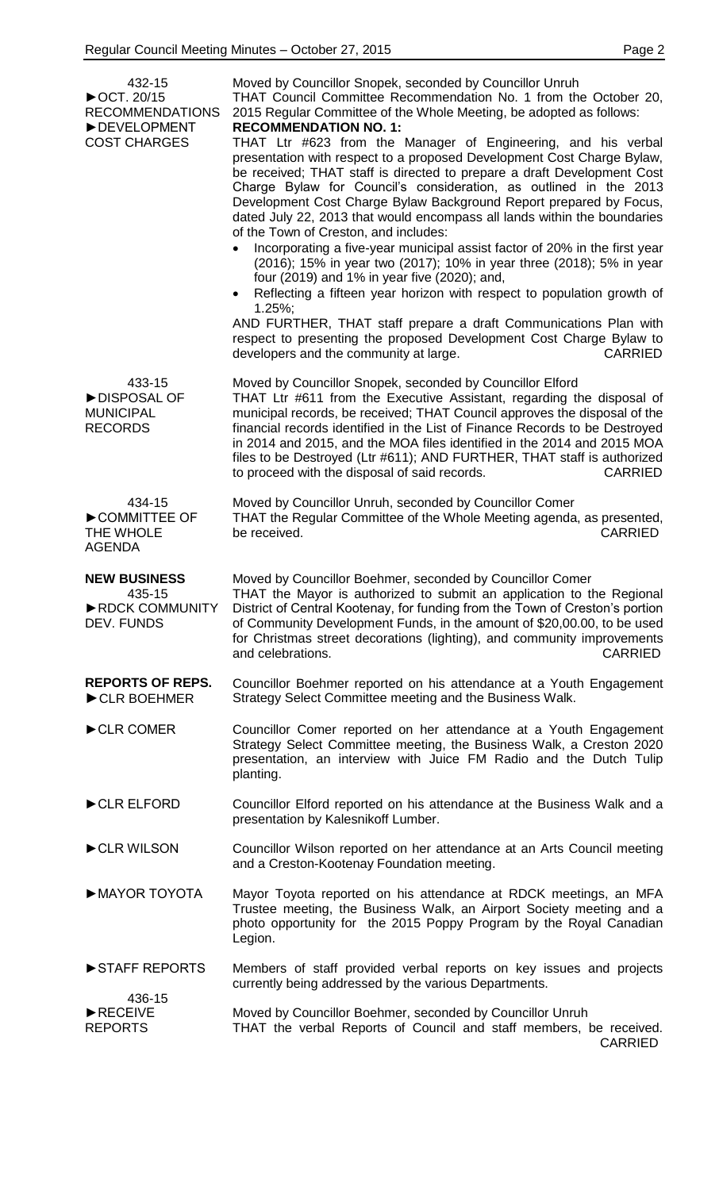**432-15**
**►OCT. 20/15 RECOMMENDATIONS**
**►DEVELOPMENT COST CHARGES**

Moved by Councillor Snopek, seconded by Councillor Unruh
THAT Council Committee Recommendation No. 1 from the October 20, 2015 Regular Committee of the Whole Meeting, be adopted as follows:
**RECOMMENDATION NO. 1:**
THAT Ltr #623 from the Manager of Engineering, and his verbal presentation with respect to a proposed Development Cost Charge Bylaw, be received; THAT staff is directed to prepare a draft Development Cost Charge Bylaw for Council's consideration, as outlined in the 2013 Development Cost Charge Bylaw Background Report prepared by Focus, dated July 22, 2013 that would encompass all lands within the boundaries of the Town of Creston, and includes:

- Incorporating a five-year municipal assist factor of 20% in the first year (2016); 15% in year two (2017); 10% in year three (2018); 5% in year four (2019) and 1% in year five (2020); and,
- Reflecting a fifteen year horizon with respect to population growth of 1.25%;

AND FURTHER, THAT staff prepare a draft Communications Plan with respect to presenting the proposed Development Cost Charge Bylaw to developers and the community at large. CARRIED

**433-15**
**►DISPOSAL OF MUNICIPAL RECORDS**

Moved by Councillor Snopek, seconded by Councillor Elford
THAT Ltr #611 from the Executive Assistant, regarding the disposal of municipal records, be received; THAT Council approves the disposal of the financial records identified in the List of Finance Records to be Destroyed in 2014 and 2015, and the MOA files identified in the 2014 and 2015 MOA files to be Destroyed (Ltr #611); AND FURTHER, THAT staff is authorized to proceed with the disposal of said records. CARRIED

**434-15**
**►COMMITTEE OF THE WHOLE AGENDA**

Moved by Councillor Unruh, seconded by Councillor Comer
THAT the Regular Committee of the Whole Meeting agenda, as presented, be received. CARRIED

**NEW BUSINESS**
**435-15**
**►RDCK COMMUNITY DEV. FUNDS**

Moved by Councillor Boehmer, seconded by Councillor Comer
THAT the Mayor is authorized to submit an application to the Regional District of Central Kootenay, for funding from the Town of Creston's portion of Community Development Funds, in the amount of $20,00.00, to be used for Christmas street decorations (lighting), and community improvements and celebrations. CARRIED

**REPORTS OF REPS.**
**►CLR BOEHMER**

Councillor Boehmer reported on his attendance at a Youth Engagement Strategy Select Committee meeting and the Business Walk.

**►CLR COMER**

Councillor Comer reported on her attendance at a Youth Engagement Strategy Select Committee meeting, the Business Walk, a Creston 2020 presentation, an interview with Juice FM Radio and the Dutch Tulip planting.

**►CLR ELFORD**

Councillor Elford reported on his attendance at the Business Walk and a presentation by Kalesnikoff Lumber.

**►CLR WILSON**

Councillor Wilson reported on her attendance at an Arts Council meeting and a Creston-Kootenay Foundation meeting.

**►MAYOR TOYOTA**

Mayor Toyota reported on his attendance at RDCK meetings, an MFA Trustee meeting, the Business Walk, an Airport Society meeting and a photo opportunity for the 2015 Poppy Program by the Royal Canadian Legion.

**►STAFF REPORTS**

Members of staff provided verbal reports on key issues and projects currently being addressed by the various Departments.

**436-15**
**►RECEIVE REPORTS**

Moved by Councillor Boehmer, seconded by Councillor Unruh
THAT the verbal Reports of Council and staff members, be received. CARRIED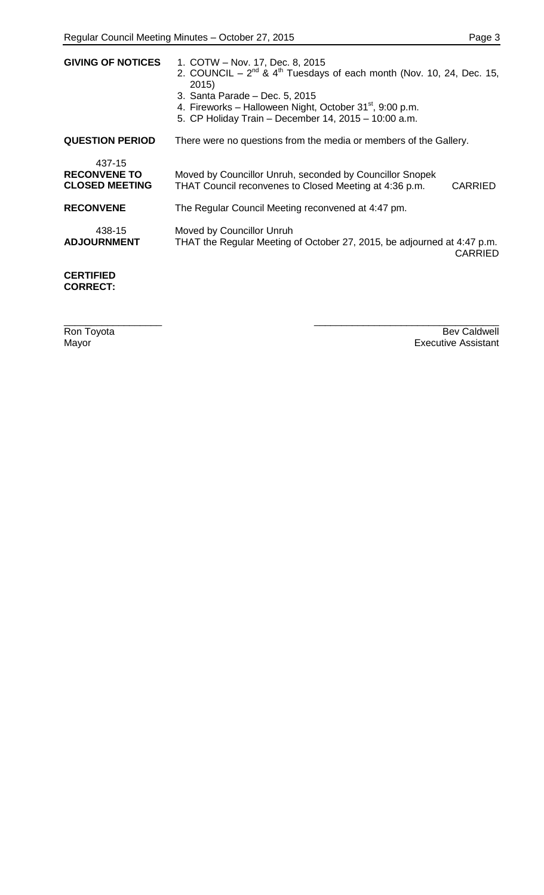**GIVING OF NOTICES**

1. COTW – Nov. 17, Dec. 8, 2015
2. COUNCIL – 2nd & 4th Tuesdays of each month (Nov. 10, 24, Dec. 15, 2015)
3. Santa Parade – Dec. 5, 2015
4. Fireworks – Halloween Night, October 31st, 9:00 p.m.
5. CP Holiday Train – December 14, 2015 – 10:00 a.m.

**QUESTION PERIOD**

There were no questions from the media or members of the Gallery.

437-15
**RECONVENE TO CLOSED MEETING**

Moved by Councillor Unruh, seconded by Councillor Snopek
THAT Council reconvenes to Closed Meeting at 4:36 p.m. CARRIED

**RECONVENE**

The Regular Council Meeting reconvened at 4:47 pm.

438-15
**ADJOURNMENT**

Moved by Councillor Unruh
THAT the Regular Meeting of October 27, 2015, be adjourned at 4:47 p.m. CARRIED

**CERTIFIED CORRECT:**

\_\_\_\_\_\_\_\_\_\_\_\_\_\_\_\_\_\_\_\_
Ron Toyota
Mayor

\_\_\_\_\_\_\_\_\_\_\_\_\_\_\_\_\_\_\_\_
Bev Caldwell
Executive Assistant